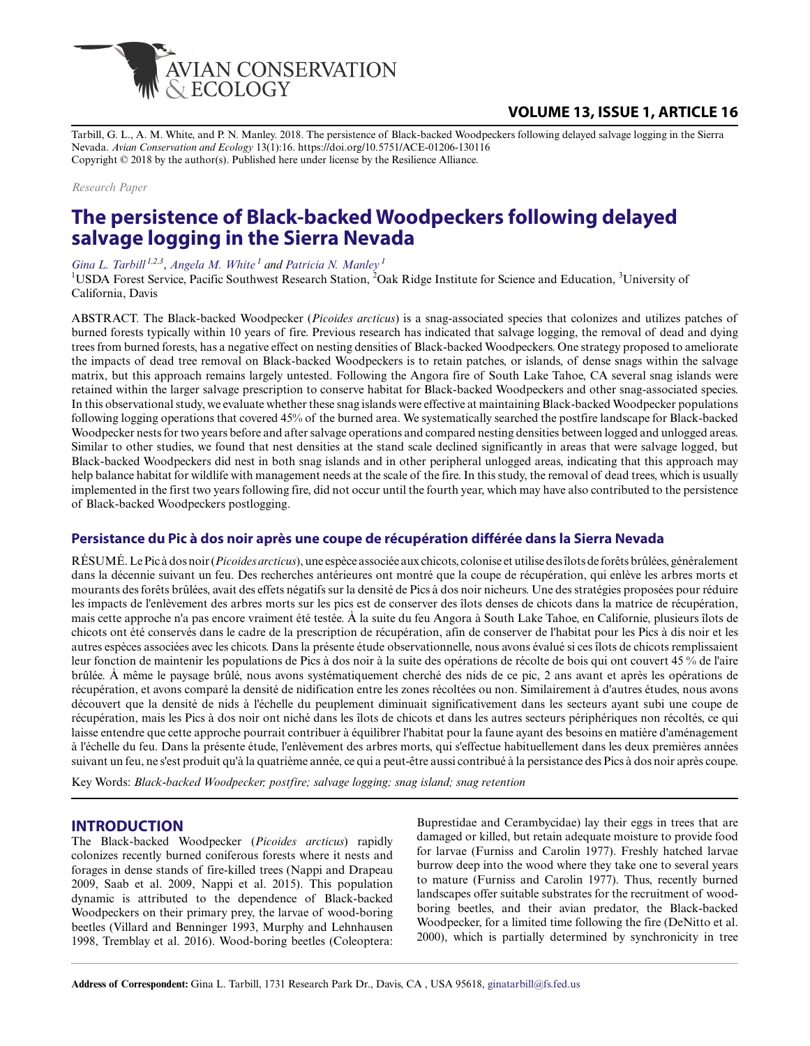Tarbill, G. L., A. M. White, and P. N. Manley. 2018. The persistence of Black-backed Woodpeckers following delayed salvage logging in the Sierra Nevada. *Avian Conservation and Ecology* 13(1):16. https://doi.org/10.5751/ACE-01206-130116
Copyright © 2018 by the author(s). Published here under license by the Resilience Alliance.

*Research Paper*

# The persistence of Black-backed Woodpeckers following delayed salvage logging in the Sierra Nevada

*Gina L. Tarbill*[1,2,3], *Angela M. White*[1] and *Patricia N. Manley*[1]

[1]USDA Forest Service, Pacific Southwest Research Station, [2]Oak Ridge Institute for Science and Education, [3]University of California, Davis

ABSTRACT. The Black-backed Woodpecker (*Picoides arcticus*) is a snag-associated species that colonizes and utilizes patches of burned forests typically within 10 years of fire. Previous research has indicated that salvage logging, the removal of dead and dying trees from burned forests, has a negative effect on nesting densities of Black-backed Woodpeckers. One strategy proposed to ameliorate the impacts of dead tree removal on Black-backed Woodpeckers is to retain patches, or islands, of dense snags within the salvage matrix, but this approach remains largely untested. Following the Angora fire of South Lake Tahoe, CA several snag islands were retained within the larger salvage prescription to conserve habitat for Black-backed Woodpeckers and other snag-associated species. In this observational study, we evaluate whether these snag islands were effective at maintaining Black-backed Woodpecker populations following logging operations that covered 45% of the burned area. We systematically searched the postfire landscape for Black-backed Woodpecker nests for two years before and after salvage operations and compared nesting densities between logged and unlogged areas. Similar to other studies, we found that nest densities at the stand scale declined significantly in areas that were salvage logged, but Black-backed Woodpeckers did nest in both snag islands and in other peripheral unlogged areas, indicating that this approach may help balance habitat for wildlife with management needs at the scale of the fire. In this study, the removal of dead trees, which is usually implemented in the first two years following fire, did not occur until the fourth year, which may have also contributed to the persistence of Black-backed Woodpeckers postlogging.

## Persistance du Pic à dos noir après une coupe de récupération différée dans la Sierra Nevada

RÉSUMÉ. Le Pic à dos noir (*Picoides arcticus*), une espèce associée aux chicots, colonise et utilise des îlots de forêts brûlées, généralement dans la décennie suivant un feu. Des recherches antérieures ont montré que la coupe de récupération, qui enlève les arbres morts et mourants des forêts brûlées, avait des effets négatifs sur la densité de Pics à dos noir nicheurs. Une des stratégies proposées pour réduire les impacts de l'enlèvement des arbres morts sur les pics est de conserver des îlots denses de chicots dans la matrice de récupération, mais cette approche n'a pas encore vraiment été testée. À la suite du feu Angora à South Lake Tahoe, en Californie, plusieurs îlots de chicots ont été conservés dans le cadre de la prescription de récupération, afin de conserver de l'habitat pour les Pics à dis noir et les autres espèces associées avec les chicots. Dans la présente étude observationnelle, nous avons évalué si ces îlots de chicots remplissaient leur fonction de maintenir les populations de Pics à dos noir à la suite des opérations de récolte de bois qui ont couvert 45 % de l'aire brûlée. À même le paysage brûlé, nous avons systématiquement cherché des nids de ce pic, 2 ans avant et après les opérations de récupération, et avons comparé la densité de nidification entre les zones récoltées ou non. Similairement à d'autres études, nous avons découvert que la densité de nids à l'échelle du peuplement diminuait significativement dans les secteurs ayant subi une coupe de récupération, mais les Pics à dos noir ont niché dans les îlots de chicots et dans les autres secteurs périphériques non récoltés, ce qui laisse entendre que cette approche pourrait contribuer à équilibrer l'habitat pour la faune ayant des besoins en matière d'aménagement à l'échelle du feu. Dans la présente étude, l'enlèvement des arbres morts, qui s'effectue habituellement dans les deux premières années suivant un feu, ne s'est produit qu'à la quatrième année, ce qui a peut-être aussi contribué à la persistance des Pics à dos noir après coupe.

Key Words: *Black-backed Woodpecker; postfire; salvage logging; snag island; snag retention*

## INTRODUCTION

The Black-backed Woodpecker (*Picoides arcticus*) rapidly colonizes recently burned coniferous forests where it nests and forages in dense stands of fire-killed trees (Nappi and Drapeau 2009, Saab et al. 2009, Nappi et al. 2015). This population dynamic is attributed to the dependence of Black-backed Woodpeckers on their primary prey, the larvae of wood-boring beetles (Villard and Benninger 1993, Murphy and Lehnhausen 1998, Tremblay et al. 2016). Wood-boring beetles (Coleoptera: Buprestidae and Cerambycidae) lay their eggs in trees that are damaged or killed, but retain adequate moisture to provide food for larvae (Furniss and Carolin 1977). Freshly hatched larvae burrow deep into the wood where they take one to several years to mature (Furniss and Carolin 1977). Thus, recently burned landscapes offer suitable substrates for the recruitment of wood-boring beetles, and their avian predator, the Black-backed Woodpecker, for a limited time following the fire (DeNitto et al. 2000), which is partially determined by synchronicity in tree

**Address of Correspondent:** Gina L. Tarbill, 1731 Research Park Dr., Davis, CA , USA 95618, ginatarbill@fs.fed.us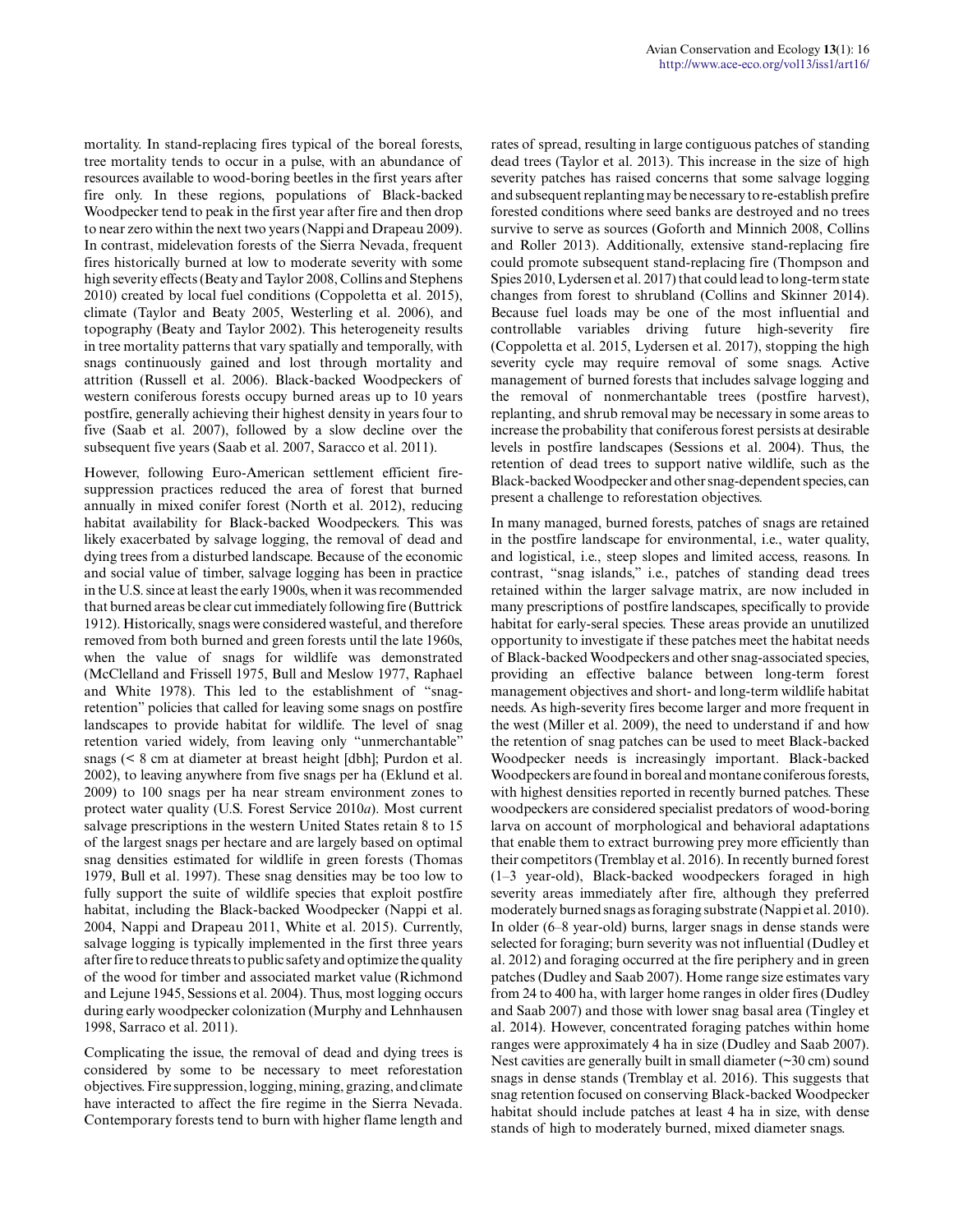mortality. In stand-replacing fires typical of the boreal forests, tree mortality tends to occur in a pulse, with an abundance of resources available to wood-boring beetles in the first years after fire only. In these regions, populations of Black-backed Woodpecker tend to peak in the first year after fire and then drop to near zero within the next two years (Nappi and Drapeau 2009). In contrast, midelevation forests of the Sierra Nevada, frequent fires historically burned at low to moderate severity with some high severity effects (Beaty and Taylor 2008, Collins and Stephens 2010) created by local fuel conditions (Coppoletta et al. 2015), climate (Taylor and Beaty 2005, Westerling et al. 2006), and topography (Beaty and Taylor 2002). This heterogeneity results in tree mortality patterns that vary spatially and temporally, with snags continuously gained and lost through mortality and attrition (Russell et al. 2006). Black-backed Woodpeckers of western coniferous forests occupy burned areas up to 10 years postfire, generally achieving their highest density in years four to five (Saab et al. 2007), followed by a slow decline over the subsequent five years (Saab et al. 2007, Saracco et al. 2011).

However, following Euro-American settlement efficient fire-suppression practices reduced the area of forest that burned annually in mixed conifer forest (North et al. 2012), reducing habitat availability for Black-backed Woodpeckers. This was likely exacerbated by salvage logging, the removal of dead and dying trees from a disturbed landscape. Because of the economic and social value of timber, salvage logging has been in practice in the U.S. since at least the early 1900s, when it was recommended that burned areas be clear cut immediately following fire (Buttrick 1912). Historically, snags were considered wasteful, and therefore removed from both burned and green forests until the late 1960s, when the value of snags for wildlife was demonstrated (McClelland and Frissell 1975, Bull and Meslow 1977, Raphael and White 1978). This led to the establishment of "snag-retention" policies that called for leaving some snags on postfire landscapes to provide habitat for wildlife. The level of snag retention varied widely, from leaving only "unmerchantable" snags (< 8 cm at diameter at breast height [dbh]; Purdon et al. 2002), to leaving anywhere from five snags per ha (Eklund et al. 2009) to 100 snags per ha near stream environment zones to protect water quality (U.S. Forest Service 2010*a*). Most current salvage prescriptions in the western United States retain 8 to 15 of the largest snags per hectare and are largely based on optimal snag densities estimated for wildlife in green forests (Thomas 1979, Bull et al. 1997). These snag densities may be too low to fully support the suite of wildlife species that exploit postfire habitat, including the Black-backed Woodpecker (Nappi et al. 2004, Nappi and Drapeau 2011, White et al. 2015). Currently, salvage logging is typically implemented in the first three years after fire to reduce threats to public safety and optimize the quality of the wood for timber and associated market value (Richmond and Lejune 1945, Sessions et al. 2004). Thus, most logging occurs during early woodpecker colonization (Murphy and Lehnhausen 1998, Sarraco et al. 2011).

Complicating the issue, the removal of dead and dying trees is considered by some to be necessary to meet reforestation objectives. Fire suppression, logging, mining, grazing, and climate have interacted to affect the fire regime in the Sierra Nevada. Contemporary forests tend to burn with higher flame length and rates of spread, resulting in large contiguous patches of standing dead trees (Taylor et al. 2013). This increase in the size of high severity patches has raised concerns that some salvage logging and subsequent replanting may be necessary to re-establish prefire forested conditions where seed banks are destroyed and no trees survive to serve as sources (Goforth and Minnich 2008, Collins and Roller 2013). Additionally, extensive stand-replacing fire could promote subsequent stand-replacing fire (Thompson and Spies 2010, Lydersen et al. 2017) that could lead to long-term state changes from forest to shrubland (Collins and Skinner 2014). Because fuel loads may be one of the most influential and controllable variables driving future high-severity fire (Coppoletta et al. 2015, Lydersen et al. 2017), stopping the high severity cycle may require removal of some snags. Active management of burned forests that includes salvage logging and the removal of nonmerchantable trees (postfire harvest), replanting, and shrub removal may be necessary in some areas to increase the probability that coniferous forest persists at desirable levels in postfire landscapes (Sessions et al. 2004). Thus, the retention of dead trees to support native wildlife, such as the Black-backed Woodpecker and other snag-dependent species, can present a challenge to reforestation objectives.

In many managed, burned forests, patches of snags are retained in the postfire landscape for environmental, i.e., water quality, and logistical, i.e., steep slopes and limited access, reasons. In contrast, "snag islands," i.e., patches of standing dead trees retained within the larger salvage matrix, are now included in many prescriptions of postfire landscapes, specifically to provide habitat for early-seral species. These areas provide an unutilized opportunity to investigate if these patches meet the habitat needs of Black-backed Woodpeckers and other snag-associated species, providing an effective balance between long-term forest management objectives and short- and long-term wildlife habitat needs. As high-severity fires become larger and more frequent in the west (Miller et al. 2009), the need to understand if and how the retention of snag patches can be used to meet Black-backed Woodpecker needs is increasingly important. Black-backed Woodpeckers are found in boreal and montane coniferous forests, with highest densities reported in recently burned patches. These woodpeckers are considered specialist predators of wood-boring larva on account of morphological and behavioral adaptations that enable them to extract burrowing prey more efficiently than their competitors (Tremblay et al. 2016). In recently burned forest (1–3 year-old), Black-backed woodpeckers foraged in high severity areas immediately after fire, although they preferred moderately burned snags as foraging substrate (Nappi et al. 2010). In older (6–8 year-old) burns, larger snags in dense stands were selected for foraging; burn severity was not influential (Dudley et al. 2012) and foraging occurred at the fire periphery and in green patches (Dudley and Saab 2007). Home range size estimates vary from 24 to 400 ha, with larger home ranges in older fires (Dudley and Saab 2007) and those with lower snag basal area (Tingley et al. 2014). However, concentrated foraging patches within home ranges were approximately 4 ha in size (Dudley and Saab 2007). Nest cavities are generally built in small diameter (~30 cm) sound snags in dense stands (Tremblay et al. 2016). This suggests that snag retention focused on conserving Black-backed Woodpecker habitat should include patches at least 4 ha in size, with dense stands of high to moderately burned, mixed diameter snags.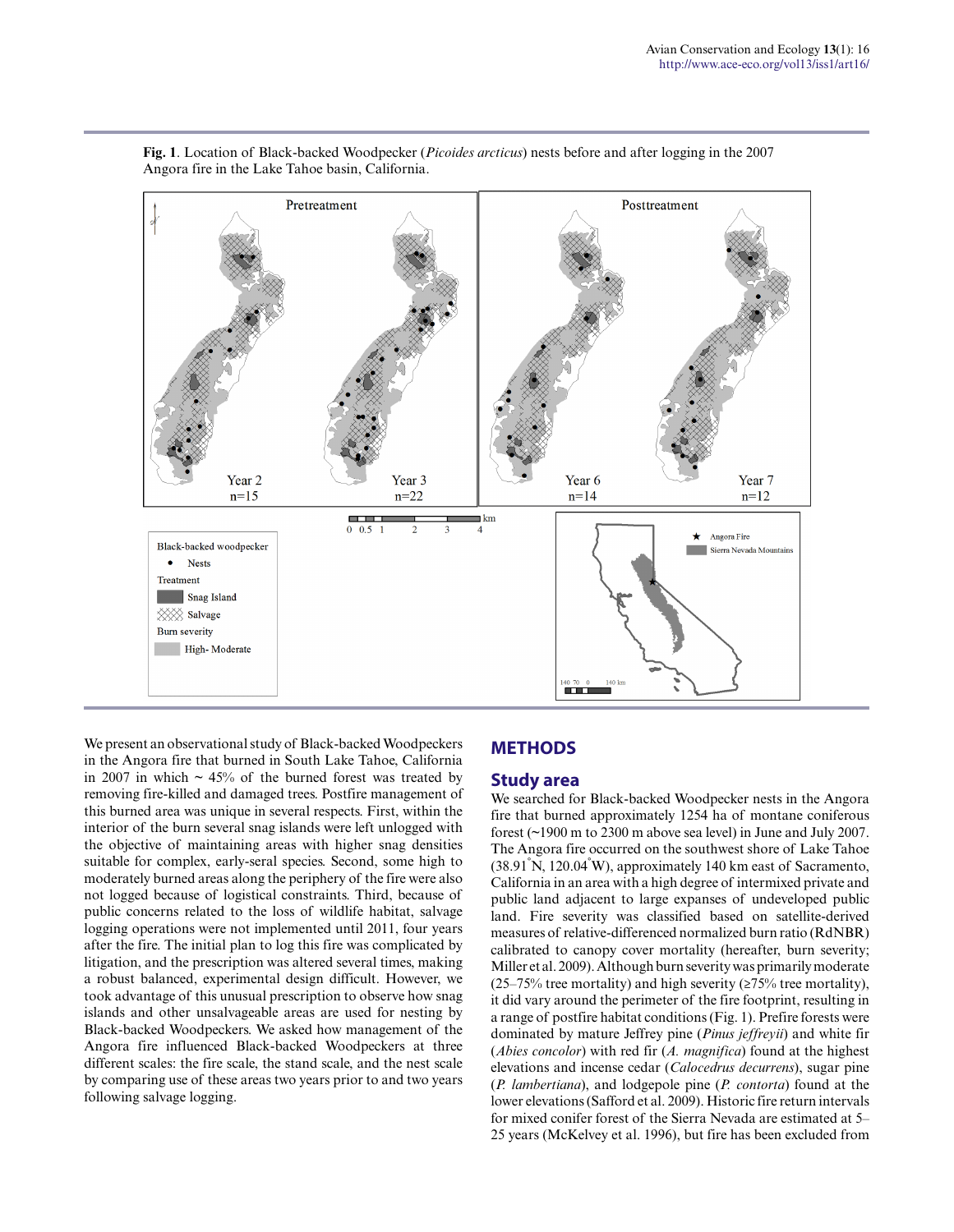**Fig. 1**. Location of Black-backed Woodpecker (*Picoides arcticus*) nests before and after logging in the 2007 Angora fire in the Lake Tahoe basin, California.

We present an observational study of Black-backed Woodpeckers in the Angora fire that burned in South Lake Tahoe, California in 2007 in which ~ 45% of the burned forest was treated by removing fire-killed and damaged trees. Postfire management of this burned area was unique in several respects. First, within the interior of the burn several snag islands were left unlogged with the objective of maintaining areas with higher snag densities suitable for complex, early-seral species. Second, some high to moderately burned areas along the periphery of the fire were also not logged because of logistical constraints. Third, because of public concerns related to the loss of wildlife habitat, salvage logging operations were not implemented until 2011, four years after the fire. The initial plan to log this fire was complicated by litigation, and the prescription was altered several times, making a robust balanced, experimental design difficult. However, we took advantage of this unusual prescription to observe how snag islands and other unsalvageable areas are used for nesting by Black-backed Woodpeckers. We asked how management of the Angora fire influenced Black-backed Woodpeckers at three different scales: the fire scale, the stand scale, and the nest scale by comparing use of these areas two years prior to and two years following salvage logging.

## METHODS

### Study area

We searched for Black-backed Woodpecker nests in the Angora fire that burned approximately 1254 ha of montane coniferous forest (~1900 m to 2300 m above sea level) in June and July 2007. The Angora fire occurred on the southwest shore of Lake Tahoe (38.91°N, 120.04°W), approximately 140 km east of Sacramento, California in an area with a high degree of intermixed private and public land adjacent to large expanses of undeveloped public land. Fire severity was classified based on satellite-derived measures of relative-differenced normalized burn ratio (RdNBR) calibrated to canopy cover mortality (hereafter, burn severity; Miller et al. 2009). Although burn severity was primarily moderate (25–75% tree mortality) and high severity (≥75% tree mortality), it did vary around the perimeter of the fire footprint, resulting in a range of postfire habitat conditions (Fig. 1). Prefire forests were dominated by mature Jeffrey pine (*Pinus jeffreyii*) and white fir (*Abies concolor*) with red fir (*A. magnifica*) found at the highest elevations and incense cedar (*Calocedrus decurrens*), sugar pine (*P. lambertiana*), and lodgepole pine (*P. contorta*) found at the lower elevations (Safford et al. 2009). Historic fire return intervals for mixed conifer forest of the Sierra Nevada are estimated at 5–25 years (McKelvey et al. 1996), but fire has been excluded from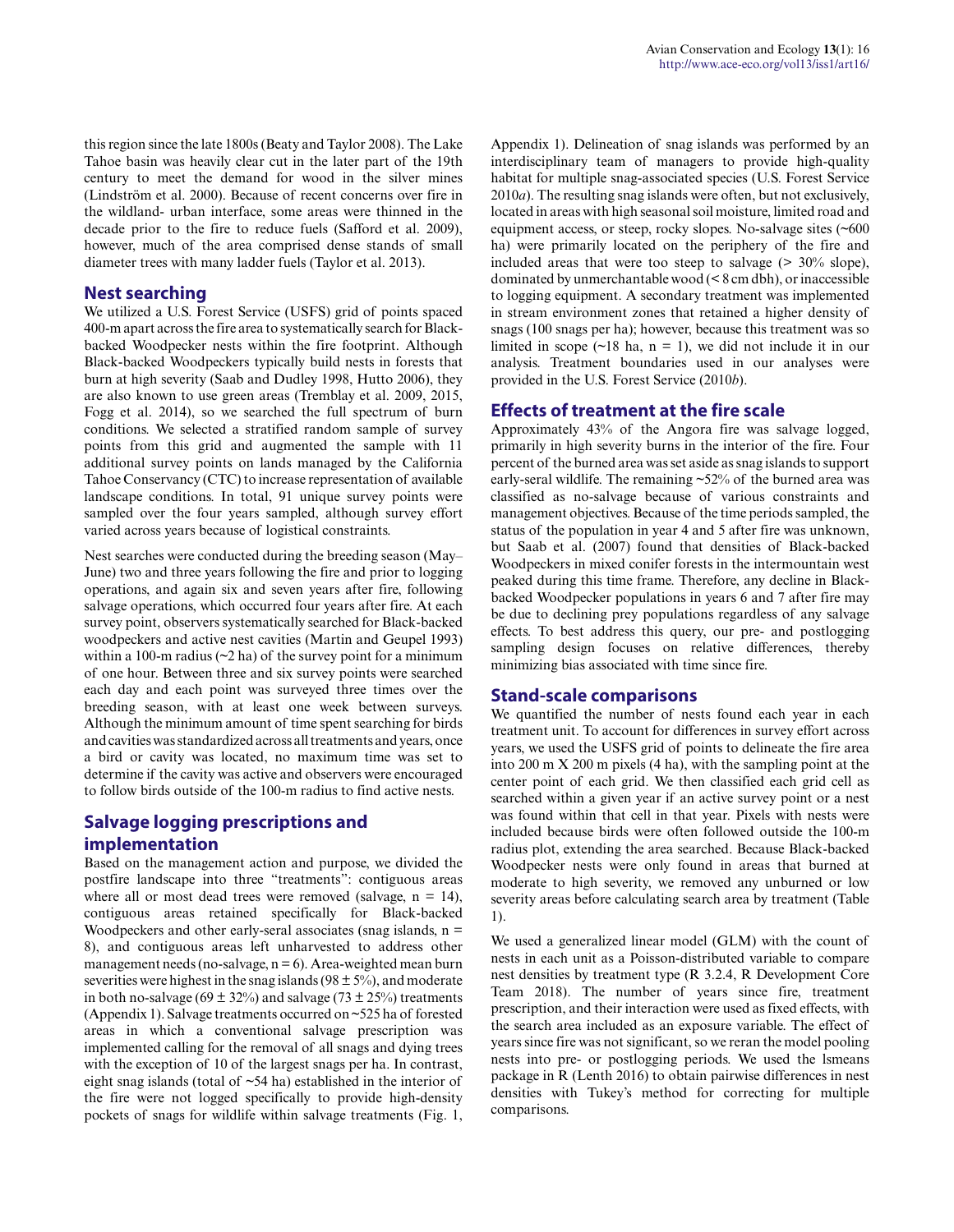this region since the late 1800s (Beaty and Taylor 2008). The Lake Tahoe basin was heavily clear cut in the later part of the 19th century to meet the demand for wood in the silver mines (Lindström et al. 2000). Because of recent concerns over fire in the wildland- urban interface, some areas were thinned in the decade prior to the fire to reduce fuels (Safford et al. 2009), however, much of the area comprised dense stands of small diameter trees with many ladder fuels (Taylor et al. 2013).

## Nest searching

We utilized a U.S. Forest Service (USFS) grid of points spaced 400-m apart across the fire area to systematically search for Black-backed Woodpecker nests within the fire footprint. Although Black-backed Woodpeckers typically build nests in forests that burn at high severity (Saab and Dudley 1998, Hutto 2006), they are also known to use green areas (Tremblay et al. 2009, 2015, Fogg et al. 2014), so we searched the full spectrum of burn conditions. We selected a stratified random sample of survey points from this grid and augmented the sample with 11 additional survey points on lands managed by the California Tahoe Conservancy (CTC) to increase representation of available landscape conditions. In total, 91 unique survey points were sampled over the four years sampled, although survey effort varied across years because of logistical constraints.

Nest searches were conducted during the breeding season (May–June) two and three years following the fire and prior to logging operations, and again six and seven years after fire, following salvage operations, which occurred four years after fire. At each survey point, observers systematically searched for Black-backed woodpeckers and active nest cavities (Martin and Geupel 1993) within a 100-m radius (~2 ha) of the survey point for a minimum of one hour. Between three and six survey points were searched each day and each point was surveyed three times over the breeding season, with at least one week between surveys. Although the minimum amount of time spent searching for birds and cavities was standardized across all treatments and years, once a bird or cavity was located, no maximum time was set to determine if the cavity was active and observers were encouraged to follow birds outside of the 100-m radius to find active nests.

## Salvage logging prescriptions and implementation

Based on the management action and purpose, we divided the postfire landscape into three "treatments": contiguous areas where all or most dead trees were removed (salvage, n = 14), contiguous areas retained specifically for Black-backed Woodpeckers and other early-seral associates (snag islands, n = 8), and contiguous areas left unharvested to address other management needs (no-salvage, n = 6). Area-weighted mean burn severities were highest in the snag islands (98 ± 5%), and moderate in both no-salvage (69 ± 32%) and salvage (73 ± 25%) treatments (Appendix 1). Salvage treatments occurred on ~525 ha of forested areas in which a conventional salvage prescription was implemented calling for the removal of all snags and dying trees with the exception of 10 of the largest snags per ha. In contrast, eight snag islands (total of ~54 ha) established in the interior of the fire were not logged specifically to provide high-density pockets of snags for wildlife within salvage treatments (Fig. 1, Appendix 1). Delineation of snag islands was performed by an interdisciplinary team of managers to provide high-quality habitat for multiple snag-associated species (U.S. Forest Service 2010*a*). The resulting snag islands were often, but not exclusively, located in areas with high seasonal soil moisture, limited road and equipment access, or steep, rocky slopes. No-salvage sites (~600 ha) were primarily located on the periphery of the fire and included areas that were too steep to salvage (> 30% slope), dominated by unmerchantable wood (< 8 cm dbh), or inaccessible to logging equipment. A secondary treatment was implemented in stream environment zones that retained a higher density of snags (100 snags per ha); however, because this treatment was so limited in scope (~18 ha, n = 1), we did not include it in our analysis. Treatment boundaries used in our analyses were provided in the U.S. Forest Service (2010*b*).

## Effects of treatment at the fire scale

Approximately 43% of the Angora fire was salvage logged, primarily in high severity burns in the interior of the fire. Four percent of the burned area was set aside as snag islands to support early-seral wildlife. The remaining ~52% of the burned area was classified as no-salvage because of various constraints and management objectives. Because of the time periods sampled, the status of the population in year 4 and 5 after fire was unknown, but Saab et al. (2007) found that densities of Black-backed Woodpeckers in mixed conifer forests in the intermountain west peaked during this time frame. Therefore, any decline in Black-backed Woodpecker populations in years 6 and 7 after fire may be due to declining prey populations regardless of any salvage effects. To best address this query, our pre- and postlogging sampling design focuses on relative differences, thereby minimizing bias associated with time since fire.

## Stand-scale comparisons

We quantified the number of nests found each year in each treatment unit. To account for differences in survey effort across years, we used the USFS grid of points to delineate the fire area into 200 m X 200 m pixels (4 ha), with the sampling point at the center point of each grid. We then classified each grid cell as searched within a given year if an active survey point or a nest was found within that cell in that year. Pixels with nests were included because birds were often followed outside the 100-m radius plot, extending the area searched. Because Black-backed Woodpecker nests were only found in areas that burned at moderate to high severity, we removed any unburned or low severity areas before calculating search area by treatment (Table 1).

We used a generalized linear model (GLM) with the count of nests in each unit as a Poisson-distributed variable to compare nest densities by treatment type (R 3.2.4, R Development Core Team 2018). The number of years since fire, treatment prescription, and their interaction were used as fixed effects, with the search area included as an exposure variable. The effect of years since fire was not significant, so we reran the model pooling nests into pre- or postlogging periods. We used the lsmeans package in R (Lenth 2016) to obtain pairwise differences in nest densities with Tukey's method for correcting for multiple comparisons.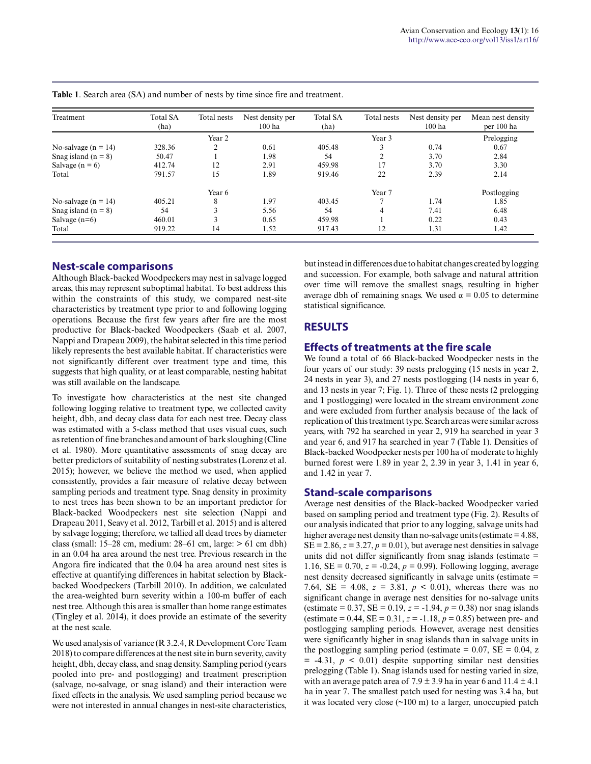**Table 1**. Search area (SA) and number of nests by time since fire and treatment.

| Treatment | Total SA (ha) | Total nests | Nest density per 100 ha | Total SA (ha) | Total nests | Nest density per 100 ha | Mean nest density per 100 ha |
|---|---|---|---|---|---|---|---|
| | | Year 2 | | | Year 3 | | Prelogging |
| No-salvage (n = 14) | 328.36 | 2 | 0.61 | 405.48 | 3 | 0.74 | 0.67 |
| Snag island (n = 8) | 50.47 | 1 | 1.98 | 54 | 2 | 3.70 | 2.84 |
| Salvage (n = 6) | 412.74 | 12 | 2.91 | 459.98 | 17 | 3.70 | 3.30 |
| Total | 791.57 | 15 | 1.89 | 919.46 | 22 | 2.39 | 2.14 |
| | | Year 6 | | | Year 7 | | Postlogging |
| No-salvage (n = 14) | 405.21 | 8 | 1.97 | 403.45 | 7 | 1.74 | 1.85 |
| Snag island (n = 8) | 54 | 3 | 5.56 | 54 | 4 | 7.41 | 6.48 |
| Salvage (n=6) | 460.01 | 3 | 0.65 | 459.98 | 1 | 0.22 | 0.43 |
| Total | 919.22 | 14 | 1.52 | 917.43 | 12 | 1.31 | 1.42 |

## Nest-scale comparisons

Although Black-backed Woodpeckers may nest in salvage logged areas, this may represent suboptimal habitat. To best address this within the constraints of this study, we compared nest-site characteristics by treatment type prior to and following logging operations. Because the first few years after fire are the most productive for Black-backed Woodpeckers (Saab et al. 2007, Nappi and Drapeau 2009), the habitat selected in this time period likely represents the best available habitat. If characteristics were not significantly different over treatment type and time, this suggests that high quality, or at least comparable, nesting habitat was still available on the landscape.

To investigate how characteristics at the nest site changed following logging relative to treatment type, we collected cavity height, dbh, and decay class data for each nest tree. Decay class was estimated with a 5-class method that uses visual cues, such as retention of fine branches and amount of bark sloughing (Cline et al. 1980). More quantitative assessments of snag decay are better predictors of suitability of nesting substrates (Lorenz et al. 2015); however, we believe the method we used, when applied consistently, provides a fair measure of relative decay between sampling periods and treatment type. Snag density in proximity to nest trees has been shown to be an important predictor for Black-backed Woodpeckers nest site selection (Nappi and Drapeau 2011, Seavy et al. 2012, Tarbill et al. 2015) and is altered by salvage logging; therefore, we tallied all dead trees by diameter class (small: 15–28 cm, medium: 28–61 cm, large: > 61 cm dbh) in an 0.04 ha area around the nest tree. Previous research in the Angora fire indicated that the 0.04 ha area around nest sites is effective at quantifying differences in habitat selection by Black-backed Woodpeckers (Tarbill 2010). In addition, we calculated the area-weighted burn severity within a 100-m buffer of each nest tree. Although this area is smaller than home range estimates (Tingley et al. 2014), it does provide an estimate of the severity at the nest scale.

We used analysis of variance (R 3.2.4, R Development Core Team 2018) to compare differences at the nest site in burn severity, cavity height, dbh, decay class, and snag density. Sampling period (years pooled into pre- and postlogging) and treatment prescription (salvage, no-salvage, or snag island) and their interaction were fixed effects in the analysis. We used sampling period because we were not interested in annual changes in nest-site characteristics, but instead in differences due to habitat changes created by logging and succession. For example, both salvage and natural attrition over time will remove the smallest snags, resulting in higher average dbh of remaining snags. We used $\alpha = 0.05$ to determine statistical significance.

# RESULTS

## Effects of treatments at the fire scale

We found a total of 66 Black-backed Woodpecker nests in the four years of our study: 39 nests prelogging (15 nests in year 2, 24 nests in year 3), and 27 nests postlogging (14 nests in year 6, and 13 nests in year 7; Fig. 1). Three of these nests (2 prelogging and 1 postlogging) were located in the stream environment zone and were excluded from further analysis because of the lack of replication of this treatment type. Search areas were similar across years, with 792 ha searched in year 2, 919 ha searched in year 3 and year 6, and 917 ha searched in year 7 (Table 1). Densities of Black-backed Woodpecker nests per 100 ha of moderate to highly burned forest were 1.89 in year 2, 2.39 in year 3, 1.41 in year 6, and 1.42 in year 7.

## Stand-scale comparisons

Average nest densities of the Black-backed Woodpecker varied based on sampling period and treatment type (Fig. 2). Results of our analysis indicated that prior to any logging, salvage units had higher average nest density than no-salvage units (estimate = 4.88, SE = 2.86, $z = 3.27$, $p = 0.01$), but average nest densities in salvage units did not differ significantly from snag islands (estimate = 1.16, SE = 0.70, $z = -0.24$, $p = 0.99$). Following logging, average nest density decreased significantly in salvage units (estimate = 7.64, SE = 4.08, $z = 3.81$, $p < 0.01$), whereas there was no significant change in average nest densities for no-salvage units (estimate = 0.37, SE = 0.19, $z = -1.94$, $p = 0.38$) nor snag islands (estimate = 0.44, SE = 0.31, $z = -1.18$, $p = 0.85$) between pre- and postlogging sampling periods. However, average nest densities were significantly higher in snag islands than in salvage units in the postlogging sampling period (estimate = 0.07, SE = 0.04, $z = -4.31$, $p < 0.01$) despite supporting similar nest densities prelogging (Table 1). Snag islands used for nesting varied in size, with an average patch area of 7.9 ± 3.9 ha in year 6 and 11.4 ± 4.1 ha in year 7. The smallest patch used for nesting was 3.4 ha, but it was located very close (~100 m) to a larger, unoccupied patch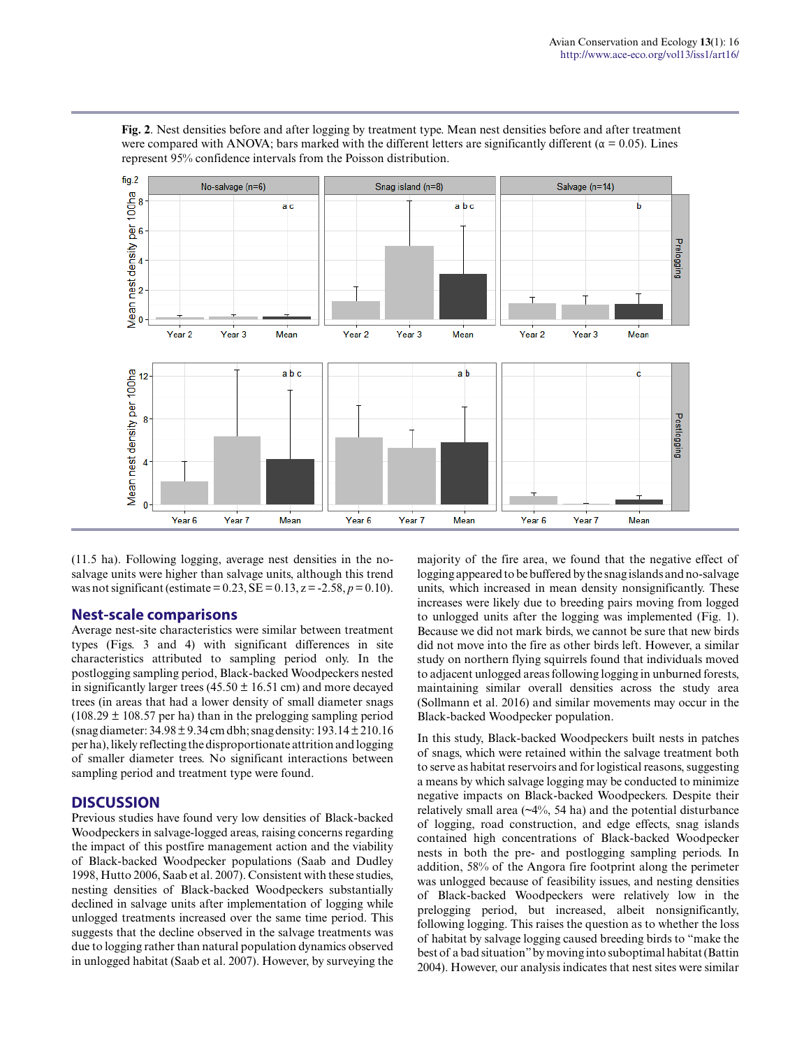**Fig. 2**. Nest densities before and after logging by treatment type. Mean nest densities before and after treatment were compared with ANOVA; bars marked with the different letters are significantly different ($\alpha = 0.05$). Lines represent 95% confidence intervals from the Poisson distribution.

(11.5 ha). Following logging, average nest densities in the no-salvage units were higher than salvage units, although this trend was not significant (estimate = 0.23, SE = 0.13, z = -2.58, $p = 0.10$).

## Nest-scale comparisons

Average nest-site characteristics were similar between treatment types (Figs. 3 and 4) with significant differences in site characteristics attributed to sampling period only. In the postlogging sampling period, Black-backed Woodpeckers nested in significantly larger trees (45.50 ± 16.51 cm) and more decayed trees (in areas that had a lower density of small diameter snags (108.29 ± 108.57 per ha) than in the prelogging sampling period (snag diameter: 34.98 ± 9.34 cm dbh; snag density: 193.14 ± 210.16 per ha), likely reflecting the disproportionate attrition and logging of smaller diameter trees. No significant interactions between sampling period and treatment type were found.

## DISCUSSION

Previous studies have found very low densities of Black-backed Woodpeckers in salvage-logged areas, raising concerns regarding the impact of this postfire management action and the viability of Black-backed Woodpecker populations (Saab and Dudley 1998, Hutto 2006, Saab et al. 2007). Consistent with these studies, nesting densities of Black-backed Woodpeckers substantially declined in salvage units after implementation of logging while unlogged treatments increased over the same time period. This suggests that the decline observed in the salvage treatments was due to logging rather than natural population dynamics observed in unlogged habitat (Saab et al. 2007). However, by surveying the majority of the fire area, we found that the negative effect of logging appeared to be buffered by the snag islands and no-salvage units, which increased in mean density nonsignificantly. These increases were likely due to breeding pairs moving from logged to unlogged units after the logging was implemented (Fig. 1). Because we did not mark birds, we cannot be sure that new birds did not move into the fire as other birds left. However, a similar study on northern flying squirrels found that individuals moved to adjacent unlogged areas following logging in unburned forests, maintaining similar overall densities across the study area (Sollmann et al. 2016) and similar movements may occur in the Black-backed Woodpecker population.

In this study, Black-backed Woodpeckers built nests in patches of snags, which were retained within the salvage treatment both to serve as habitat reservoirs and for logistical reasons, suggesting a means by which salvage logging may be conducted to minimize negative impacts on Black-backed Woodpeckers. Despite their relatively small area (~4%, 54 ha) and the potential disturbance of logging, road construction, and edge effects, snag islands contained high concentrations of Black-backed Woodpecker nests in both the pre- and postlogging sampling periods. In addition, 58% of the Angora fire footprint along the perimeter was unlogged because of feasibility issues, and nesting densities of Black-backed Woodpeckers were relatively low in the prelogging period, but increased, albeit nonsignificantly, following logging. This raises the question as to whether the loss of habitat by salvage logging caused breeding birds to "make the best of a bad situation" by moving into suboptimal habitat (Battin 2004). However, our analysis indicates that nest sites were similar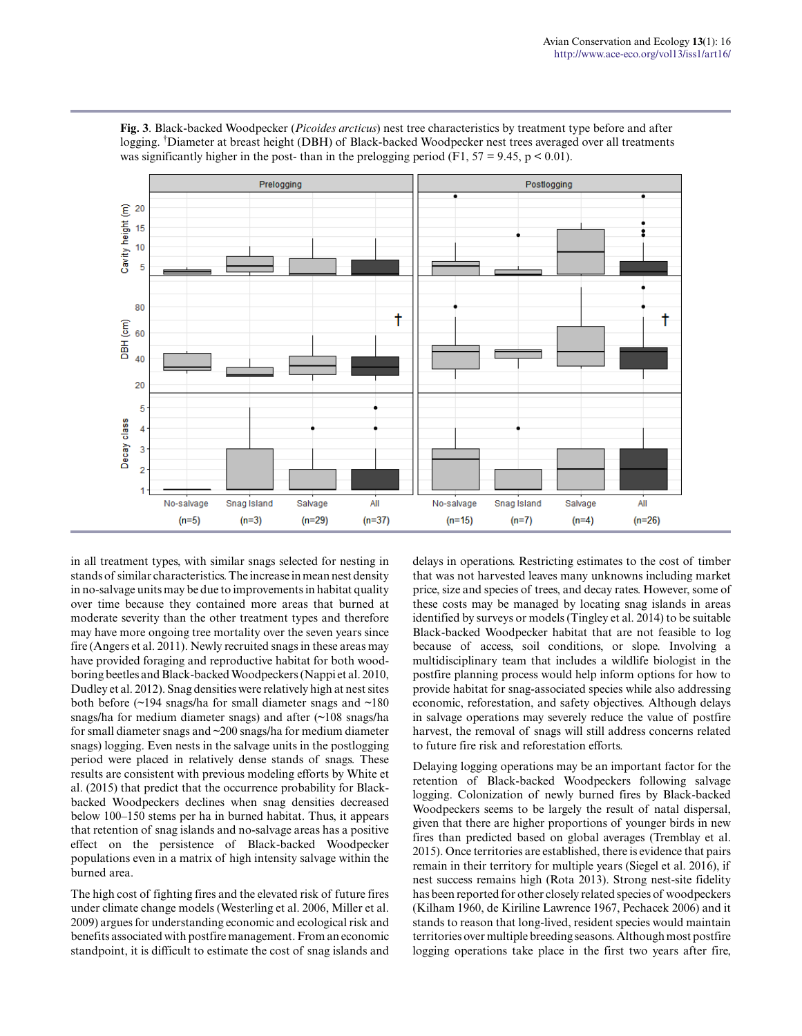**Fig. 3**. Black-backed Woodpecker (*Picoides arcticus*) nest tree characteristics by treatment type before and after logging. †Diameter at breast height (DBH) of Black-backed Woodpecker nest trees averaged over all treatments was significantly higher in the post- than in the prelogging period ($F_{1, 57} = 9.45$, $p < 0.01$).

in all treatment types, with similar snags selected for nesting in stands of similar characteristics. The increase in mean nest density in no-salvage units may be due to improvements in habitat quality over time because they contained more areas that burned at moderate severity than the other treatment types and therefore may have more ongoing tree mortality over the seven years since fire (Angers et al. 2011). Newly recruited snags in these areas may have provided foraging and reproductive habitat for both wood-boring beetles and Black-backed Woodpeckers (Nappi et al. 2010, Dudley et al. 2012). Snag densities were relatively high at nest sites both before (~194 snags/ha for small diameter snags and ~180 snags/ha for medium diameter snags) and after (~108 snags/ha for small diameter snags and ~200 snags/ha for medium diameter snags) logging. Even nests in the salvage units in the postlogging period were placed in relatively dense stands of snags. These results are consistent with previous modeling efforts by White et al. (2015) that predict that the occurrence probability for Black-backed Woodpeckers declines when snag densities decreased below 100–150 stems per ha in burned habitat. Thus, it appears that retention of snag islands and no-salvage areas has a positive effect on the persistence of Black-backed Woodpecker populations even in a matrix of high intensity salvage within the burned area.

The high cost of fighting fires and the elevated risk of future fires under climate change models (Westerling et al. 2006, Miller et al. 2009) argues for understanding economic and ecological risk and benefits associated with postfire management. From an economic standpoint, it is difficult to estimate the cost of snag islands and delays in operations. Restricting estimates to the cost of timber that was not harvested leaves many unknowns including market price, size and species of trees, and decay rates. However, some of these costs may be managed by locating snag islands in areas identified by surveys or models (Tingley et al. 2014) to be suitable Black-backed Woodpecker habitat that are not feasible to log because of access, soil conditions, or slope. Involving a multidisciplinary team that includes a wildlife biologist in the postfire planning process would help inform options for how to provide habitat for snag-associated species while also addressing economic, reforestation, and safety objectives. Although delays in salvage operations may severely reduce the value of postfire harvest, the removal of snags will still address concerns related to future fire risk and reforestation efforts.

Delaying logging operations may be an important factor for the retention of Black-backed Woodpeckers following salvage logging. Colonization of newly burned fires by Black-backed Woodpeckers seems to be largely the result of natal dispersal, given that there are higher proportions of younger birds in new fires than predicted based on global averages (Tremblay et al. 2015). Once territories are established, there is evidence that pairs remain in their territory for multiple years (Siegel et al. 2016), if nest success remains high (Rota 2013). Strong nest-site fidelity has been reported for other closely related species of woodpeckers (Kilham 1960, de Kiriline Lawrence 1967, Pechacek 2006) and it stands to reason that long-lived, resident species would maintain territories over multiple breeding seasons. Although most postfire logging operations take place in the first two years after fire,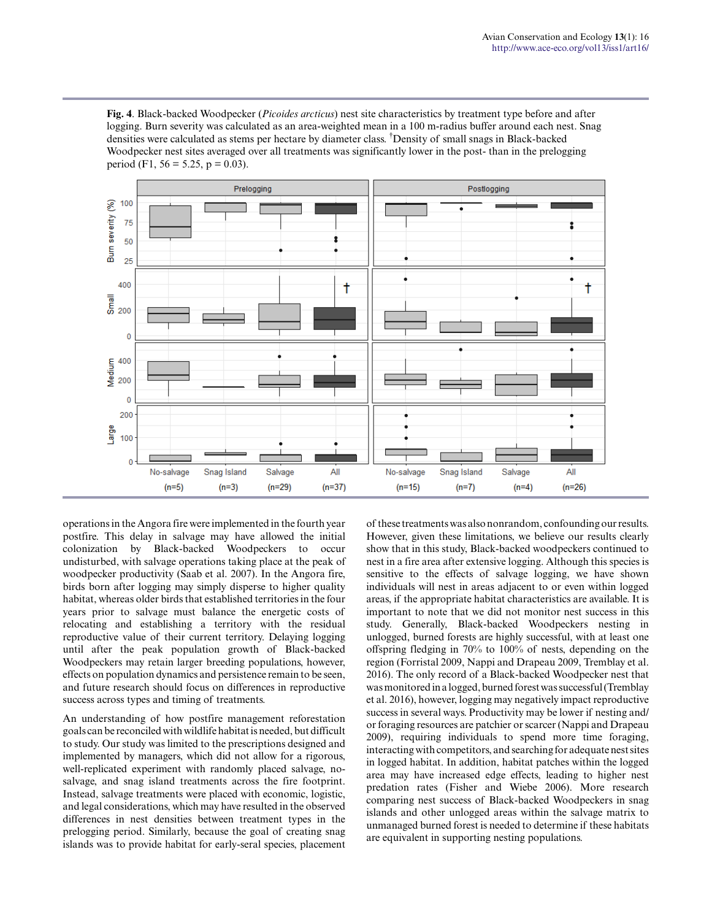**Fig. 4**. Black-backed Woodpecker (*Picoides arcticus*) nest site characteristics by treatment type before and after logging. Burn severity was calculated as an area-weighted mean in a 100 m-radius buffer around each nest. Snag densities were calculated as stems per hectare by diameter class. †Density of small snags in Black-backed Woodpecker nest sites averaged over all treatments was significantly lower in the post- than in the prelogging period ($F_{1, 56} = 5.25$, $p = 0.03$).

operations in the Angora fire were implemented in the fourth year postfire. This delay in salvage may have allowed the initial colonization by Black-backed Woodpeckers to occur undisturbed, with salvage operations taking place at the peak of woodpecker productivity (Saab et al. 2007). In the Angora fire, birds born after logging may simply disperse to higher quality habitat, whereas older birds that established territories in the four years prior to salvage must balance the energetic costs of relocating and establishing a territory with the residual reproductive value of their current territory. Delaying logging until after the peak population growth of Black-backed Woodpeckers may retain larger breeding populations, however, effects on population dynamics and persistence remain to be seen, and future research should focus on differences in reproductive success across types and timing of treatments.

An understanding of how postfire management reforestation goals can be reconciled with wildlife habitat is needed, but difficult to study. Our study was limited to the prescriptions designed and implemented by managers, which did not allow for a rigorous, well-replicated experiment with randomly placed salvage, no-salvage, and snag island treatments across the fire footprint. Instead, salvage treatments were placed with economic, logistic, and legal considerations, which may have resulted in the observed differences in nest densities between treatment types in the prelogging period. Similarly, because the goal of creating snag islands was to provide habitat for early-seral species, placement of these treatments was also nonrandom, confounding our results. However, given these limitations, we believe our results clearly show that in this study, Black-backed woodpeckers continued to nest in a fire area after extensive logging. Although this species is sensitive to the effects of salvage logging, we have shown individuals will nest in areas adjacent to or even within logged areas, if the appropriate habitat characteristics are available. It is important to note that we did not monitor nest success in this study. Generally, Black-backed Woodpeckers nesting in unlogged, burned forests are highly successful, with at least one offspring fledging in 70% to 100% of nests, depending on the region (Forristal 2009, Nappi and Drapeau 2009, Tremblay et al. 2016). The only record of a Black-backed Woodpecker nest that was monitored in a logged, burned forest was successful (Tremblay et al. 2016), however, logging may negatively impact reproductive success in several ways. Productivity may be lower if nesting and/or foraging resources are patchier or scarcer (Nappi and Drapeau 2009), requiring individuals to spend more time foraging, interacting with competitors, and searching for adequate nest sites in logged habitat. In addition, habitat patches within the logged area may have increased edge effects, leading to higher nest predation rates (Fisher and Wiebe 2006). More research comparing nest success of Black-backed Woodpeckers in snag islands and other unlogged areas within the salvage matrix to unmanaged burned forest is needed to determine if these habitats are equivalent in supporting nesting populations.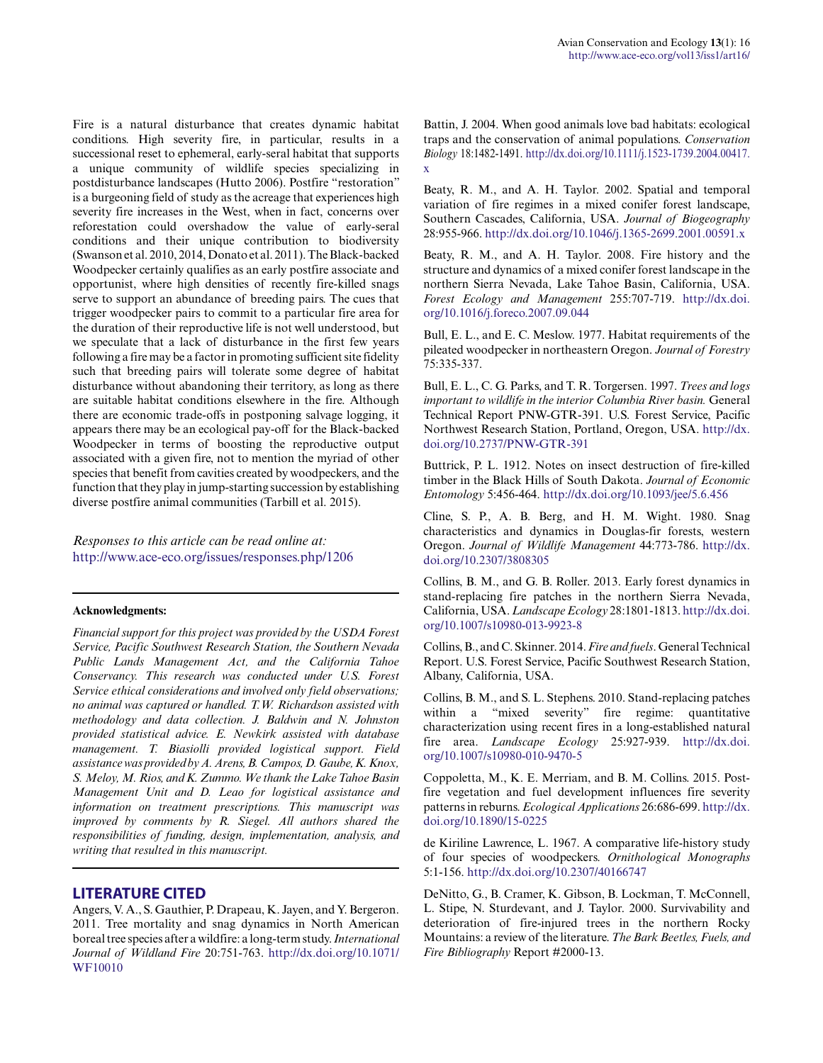Fire is a natural disturbance that creates dynamic habitat conditions. High severity fire, in particular, results in a successional reset to ephemeral, early-seral habitat that supports a unique community of wildlife species specializing in postdisturbance landscapes (Hutto 2006). Postfire "restoration" is a burgeoning field of study as the acreage that experiences high severity fire increases in the West, when in fact, concerns over reforestation could overshadow the value of early-seral conditions and their unique contribution to biodiversity (Swanson et al. 2010, 2014, Donato et al. 2011). The Black-backed Woodpecker certainly qualifies as an early postfire associate and opportunist, where high densities of recently fire-killed snags serve to support an abundance of breeding pairs. The cues that trigger woodpecker pairs to commit to a particular fire area for the duration of their reproductive life is not well understood, but we speculate that a lack of disturbance in the first few years following a fire may be a factor in promoting sufficient site fidelity such that breeding pairs will tolerate some degree of habitat disturbance without abandoning their territory, as long as there are suitable habitat conditions elsewhere in the fire. Although there are economic trade-offs in postponing salvage logging, it appears there may be an ecological pay-off for the Black-backed Woodpecker in terms of boosting the reproductive output associated with a given fire, not to mention the myriad of other species that benefit from cavities created by woodpeckers, and the function that they play in jump-starting succession by establishing diverse postfire animal communities (Tarbill et al. 2015).

*Responses to this article can be read online at:*
http://www.ace-eco.org/issues/responses.php/1206

---

**Acknowledgments:**

*Financial support for this project was provided by the USDA Forest Service, Pacific Southwest Research Station, the Southern Nevada Public Lands Management Act, and the California Tahoe Conservancy. This research was conducted under U.S. Forest Service ethical considerations and involved only field observations; no animal was captured or handled. T.W. Richardson assisted with methodology and data collection. J. Baldwin and N. Johnston provided statistical advice. E. Newkirk assisted with database management. T. Biasiolli provided logistical support. Field assistance was provided by A. Arens, B. Campos, D. Gaube, K. Knox, S. Meloy, M. Rios, and K. Zummo. We thank the Lake Tahoe Basin Management Unit and D. Leao for logistical assistance and information on treatment prescriptions. This manuscript was improved by comments by R. Siegel. All authors shared the responsibilities of funding, design, implementation, analysis, and writing that resulted in this manuscript.*

---

## LITERATURE CITED

Angers, V. A., S. Gauthier, P. Drapeau, K. Jayen, and Y. Bergeron. 2011. Tree mortality and snag dynamics in North American boreal tree species after a wildfire: a long-term study. *International Journal of Wildland Fire* 20:751-763. http://dx.doi.org/10.1071/WF10010

Battin, J. 2004. When good animals love bad habitats: ecological traps and the conservation of animal populations. *Conservation Biology* 18:1482-1491. http://dx.doi.org/10.1111/j.1523-1739.2004.00417.x

Beaty, R. M., and A. H. Taylor. 2002. Spatial and temporal variation of fire regimes in a mixed conifer forest landscape, Southern Cascades, California, USA. *Journal of Biogeography* 28:955-966. http://dx.doi.org/10.1046/j.1365-2699.2001.00591.x

Beaty, R. M., and A. H. Taylor. 2008. Fire history and the structure and dynamics of a mixed conifer forest landscape in the northern Sierra Nevada, Lake Tahoe Basin, California, USA. *Forest Ecology and Management* 255:707-719. http://dx.doi.org/10.1016/j.foreco.2007.09.044

Bull, E. L., and E. C. Meslow. 1977. Habitat requirements of the pileated woodpecker in northeastern Oregon. *Journal of Forestry* 75:335-337.

Bull, E. L., C. G. Parks, and T. R. Torgersen. 1997. *Trees and logs important to wildlife in the interior Columbia River basin.* General Technical Report PNW-GTR-391. U.S. Forest Service, Pacific Northwest Research Station, Portland, Oregon, USA. http://dx.doi.org/10.2737/PNW-GTR-391

Buttrick, P. L. 1912. Notes on insect destruction of fire-killed timber in the Black Hills of South Dakota. *Journal of Economic Entomology* 5:456-464. http://dx.doi.org/10.1093/jee/5.6.456

Cline, S. P., A. B. Berg, and H. M. Wight. 1980. Snag characteristics and dynamics in Douglas-fir forests, western Oregon. *Journal of Wildlife Management* 44:773-786. http://dx.doi.org/10.2307/3808305

Collins, B. M., and G. B. Roller. 2013. Early forest dynamics in stand-replacing fire patches in the northern Sierra Nevada, California, USA. *Landscape Ecology* 28:1801-1813. http://dx.doi.org/10.1007/s10980-013-9923-8

Collins, B., and C. Skinner. 2014. *Fire and fuels*. General Technical Report. U.S. Forest Service, Pacific Southwest Research Station, Albany, California, USA.

Collins, B. M., and S. L. Stephens. 2010. Stand-replacing patches within a "mixed severity" fire regime: quantitative characterization using recent fires in a long-established natural fire area. *Landscape Ecology* 25:927-939. http://dx.doi.org/10.1007/s10980-010-9470-5

Coppoletta, M., K. E. Merriam, and B. M. Collins. 2015. Post-fire vegetation and fuel development influences fire severity patterns in reburns. *Ecological Applications* 26:686-699. http://dx.doi.org/10.1890/15-0225

de Kiriline Lawrence, L. 1967. A comparative life-history study of four species of woodpeckers. *Ornithological Monographs* 5:1-156. http://dx.doi.org/10.2307/40166747

DeNitto, G., B. Cramer, K. Gibson, B. Lockman, T. McConnell, L. Stipe, N. Sturdevant, and J. Taylor. 2000. Survivability and deterioration of fire-injured trees in the northern Rocky Mountains: a review of the literature. *The Bark Beetles, Fuels, and Fire Bibliography* Report #2000-13.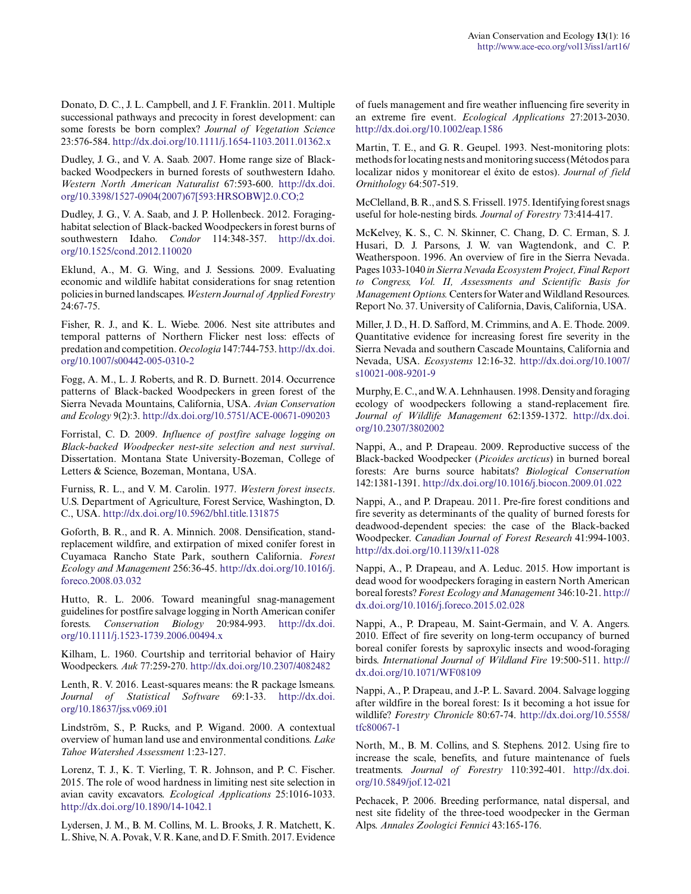Donato, D. C., J. L. Campbell, and J. F. Franklin. 2011. Multiple successional pathways and precocity in forest development: can some forests be born complex? *Journal of Vegetation Science* 23:576-584. http://dx.doi.org/10.1111/j.1654-1103.2011.01362.x

Dudley, J. G., and V. A. Saab. 2007. Home range size of Black-backed Woodpeckers in burned forests of southwestern Idaho. *Western North American Naturalist* 67:593-600. http://dx.doi.org/10.3398/1527-0904(2007)67[593:HRSOBW]2.0.CO;2

Dudley, J. G., V. A. Saab, and J. P. Hollenbeck. 2012. Foraging-habitat selection of Black-backed Woodpeckers in forest burns of southwestern Idaho. *Condor* 114:348-357. http://dx.doi.org/10.1525/cond.2012.110020

Eklund, A., M. G. Wing, and J. Sessions. 2009. Evaluating economic and wildlife habitat considerations for snag retention policies in burned landscapes. *Western Journal of Applied Forestry* 24:67-75.

Fisher, R. J., and K. L. Wiebe. 2006. Nest site attributes and temporal patterns of Northern Flicker nest loss: effects of predation and competition. *Oecologia* 147:744-753. http://dx.doi.org/10.1007/s00442-005-0310-2

Fogg, A. M., L. J. Roberts, and R. D. Burnett. 2014. Occurrence patterns of Black-backed Woodpeckers in green forest of the Sierra Nevada Mountains, California, USA. *Avian Conservation and Ecology* 9(2):3. http://dx.doi.org/10.5751/ACE-00671-090203

Forristal, C. D. 2009. *Influence of postfire salvage logging on Black-backed Woodpecker nest-site selection and nest survival*. Dissertation. Montana State University-Bozeman, College of Letters & Science, Bozeman, Montana, USA.

Furniss, R. L., and V. M. Carolin. 1977. *Western forest insects*. U.S. Department of Agriculture, Forest Service, Washington, D. C., USA. http://dx.doi.org/10.5962/bhl.title.131875

Goforth, B. R., and R. A. Minnich. 2008. Densification, stand-replacement wildfire, and extirpation of mixed conifer forest in Cuyamaca Rancho State Park, southern California. *Forest Ecology and Management* 256:36-45. http://dx.doi.org/10.1016/j.foreco.2008.03.032

Hutto, R. L. 2006. Toward meaningful snag-management guidelines for postfire salvage logging in North American conifer forests. *Conservation Biology* 20:984-993. http://dx.doi.org/10.1111/j.1523-1739.2006.00494.x

Kilham, L. 1960. Courtship and territorial behavior of Hairy Woodpeckers. *Auk* 77:259-270. http://dx.doi.org/10.2307/4082482

Lenth, R. V. 2016. Least-squares means: the R package lsmeans. *Journal of Statistical Software* 69:1-33. http://dx.doi.org/10.18637/jss.v069.i01

Lindström, S., P. Rucks, and P. Wigand. 2000. A contextual overview of human land use and environmental conditions. *Lake Tahoe Watershed Assessment* 1:23-127.

Lorenz, T. J., K. T. Vierling, T. R. Johnson, and P. C. Fischer. 2015. The role of wood hardness in limiting nest site selection in avian cavity excavators. *Ecological Applications* 25:1016-1033. http://dx.doi.org/10.1890/14-1042.1

Lydersen, J. M., B. M. Collins, M. L. Brooks, J. R. Matchett, K. L. Shive, N. A. Povak, V. R. Kane, and D. F. Smith. 2017. Evidence of fuels management and fire weather influencing fire severity in an extreme fire event. *Ecological Applications* 27:2013-2030. http://dx.doi.org/10.1002/eap.1586

Martin, T. E., and G. R. Geupel. 1993. Nest-monitoring plots: methods for locating nests and monitoring success (Métodos para localizar nidos y monitorear el éxito de estos). *Journal of field Ornithology* 64:507-519.

McClelland, B. R., and S. S. Frissell. 1975. Identifying forest snags useful for hole-nesting birds. *Journal of Forestry* 73:414-417.

McKelvey, K. S., C. N. Skinner, C. Chang, D. C. Erman, S. J. Husari, D. J. Parsons, J. W. van Wagtendonk, and C. P. Weatherspoon. 1996. An overview of fire in the Sierra Nevada. Pages 1033-1040 *in Sierra Nevada Ecosystem Project, Final Report to Congress, Vol. II, Assessments and Scientific Basis for Management Options.* Centers for Water and Wildland Resources. Report No. 37. University of California, Davis, California, USA.

Miller, J. D., H. D. Safford, M. Crimmins, and A. E. Thode. 2009. Quantitative evidence for increasing forest fire severity in the Sierra Nevada and southern Cascade Mountains, California and Nevada, USA. *Ecosystems* 12:16-32. http://dx.doi.org/10.1007/s10021-008-9201-9

Murphy, E. C., and W. A. Lehnhausen. 1998. Density and foraging ecology of woodpeckers following a stand-replacement fire. *Journal of Wildlife Management* 62:1359-1372. http://dx.doi.org/10.2307/3802002

Nappi, A., and P. Drapeau. 2009. Reproductive success of the Black-backed Woodpecker (*Picoides arcticus*) in burned boreal forests: Are burns source habitats? *Biological Conservation* 142:1381-1391. http://dx.doi.org/10.1016/j.biocon.2009.01.022

Nappi, A., and P. Drapeau. 2011. Pre-fire forest conditions and fire severity as determinants of the quality of burned forests for deadwood-dependent species: the case of the Black-backed Woodpecker. *Canadian Journal of Forest Research* 41:994-1003. http://dx.doi.org/10.1139/x11-028

Nappi, A., P. Drapeau, and A. Leduc. 2015. How important is dead wood for woodpeckers foraging in eastern North American boreal forests? *Forest Ecology and Management* 346:10-21. http://dx.doi.org/10.1016/j.foreco.2015.02.028

Nappi, A., P. Drapeau, M. Saint-Germain, and V. A. Angers. 2010. Effect of fire severity on long-term occupancy of burned boreal conifer forests by saproxylic insects and wood-foraging birds. *International Journal of Wildland Fire* 19:500-511. http://dx.doi.org/10.1071/WF08109

Nappi, A., P. Drapeau, and J.-P. L. Savard. 2004. Salvage logging after wildfire in the boreal forest: Is it becoming a hot issue for wildlife? *Forestry Chronicle* 80:67-74. http://dx.doi.org/10.5558/tfc80067-1

North, M., B. M. Collins, and S. Stephens. 2012. Using fire to increase the scale, benefits, and future maintenance of fuels treatments. *Journal of Forestry* 110:392-401. http://dx.doi.org/10.5849/jof.12-021

Pechacek, P. 2006. Breeding performance, natal dispersal, and nest site fidelity of the three-toed woodpecker in the German Alps. *Annales Zoologici Fennici* 43:165-176.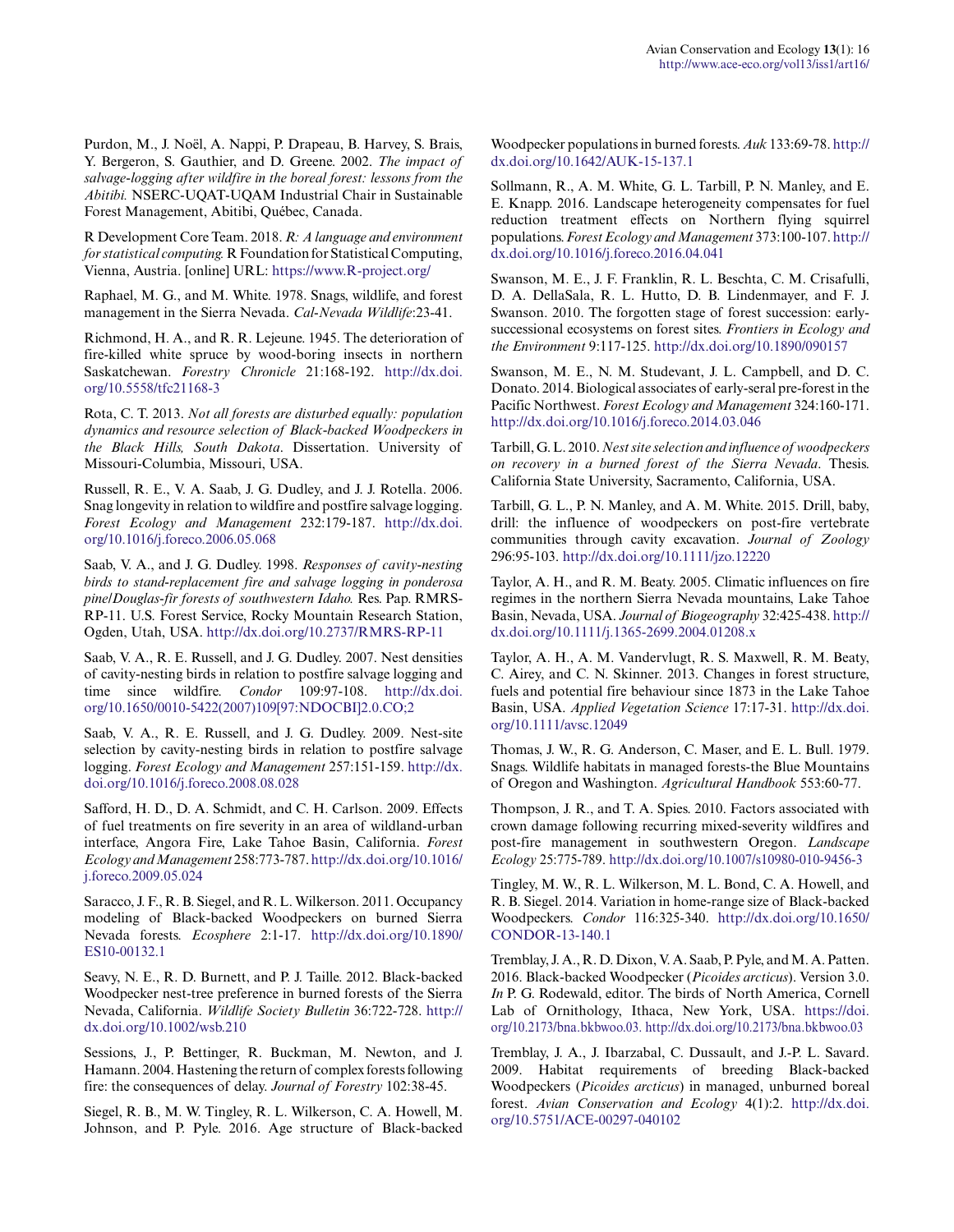Purdon, M., J. Noël, A. Nappi, P. Drapeau, B. Harvey, S. Brais, Y. Bergeron, S. Gauthier, and D. Greene. 2002. *The impact of salvage-logging after wildfire in the boreal forest: lessons from the Abitibi.* NSERC-UQAT-UQAM Industrial Chair in Sustainable Forest Management, Abitibi, Québec, Canada.

R Development Core Team. 2018. *R: A language and environment for statistical computing.* R Foundation for Statistical Computing, Vienna, Austria. [online] URL: https://www.R-project.org/

Raphael, M. G., and M. White. 1978. Snags, wildlife, and forest management in the Sierra Nevada. *Cal-Nevada Wildlife*:23-41.

Richmond, H. A., and R. R. Lejeune. 1945. The deterioration of fire-killed white spruce by wood-boring insects in northern Saskatchewan. *Forestry Chronicle* 21:168-192. http://dx.doi.org/10.5558/tfc21168-3

Rota, C. T. 2013. *Not all forests are disturbed equally: population dynamics and resource selection of Black-backed Woodpeckers in the Black Hills, South Dakota*. Dissertation. University of Missouri-Columbia, Missouri, USA.

Russell, R. E., V. A. Saab, J. G. Dudley, and J. J. Rotella. 2006. Snag longevity in relation to wildfire and postfire salvage logging. *Forest Ecology and Management* 232:179-187. http://dx.doi.org/10.1016/j.foreco.2006.05.068

Saab, V. A., and J. G. Dudley. 1998. *Responses of cavity-nesting birds to stand-replacement fire and salvage logging in ponderosa pine/Douglas-fir forests of southwestern Idaho.* Res. Pap. RMRS-RP-11. U.S. Forest Service, Rocky Mountain Research Station, Ogden, Utah, USA. http://dx.doi.org/10.2737/RMRS-RP-11

Saab, V. A., R. E. Russell, and J. G. Dudley. 2007. Nest densities of cavity-nesting birds in relation to postfire salvage logging and time since wildfire. *Condor* 109:97-108. http://dx.doi.org/10.1650/0010-5422(2007)109[97:NDOCBI]2.0.CO;2

Saab, V. A., R. E. Russell, and J. G. Dudley. 2009. Nest-site selection by cavity-nesting birds in relation to postfire salvage logging. *Forest Ecology and Management* 257:151-159. http://dx.doi.org/10.1016/j.foreco.2008.08.028

Safford, H. D., D. A. Schmidt, and C. H. Carlson. 2009. Effects of fuel treatments on fire severity in an area of wildland-urban interface, Angora Fire, Lake Tahoe Basin, California. *Forest Ecology and Management* 258:773-787. http://dx.doi.org/10.1016/j.foreco.2009.05.024

Saracco, J. F., R. B. Siegel, and R. L. Wilkerson. 2011. Occupancy modeling of Black-backed Woodpeckers on burned Sierra Nevada forests. *Ecosphere* 2:1-17. http://dx.doi.org/10.1890/ES10-00132.1

Seavy, N. E., R. D. Burnett, and P. J. Taille. 2012. Black-backed Woodpecker nest-tree preference in burned forests of the Sierra Nevada, California. *Wildlife Society Bulletin* 36:722-728. http://dx.doi.org/10.1002/wsb.210

Sessions, J., P. Bettinger, R. Buckman, M. Newton, and J. Hamann. 2004. Hastening the return of complex forests following fire: the consequences of delay. *Journal of Forestry* 102:38-45.

Siegel, R. B., M. W. Tingley, R. L. Wilkerson, C. A. Howell, M. Johnson, and P. Pyle. 2016. Age structure of Black-backed Woodpecker populations in burned forests. *Auk* 133:69-78. http://dx.doi.org/10.1642/AUK-15-137.1

Sollmann, R., A. M. White, G. L. Tarbill, P. N. Manley, and E. E. Knapp. 2016. Landscape heterogeneity compensates for fuel reduction treatment effects on Northern flying squirrel populations. *Forest Ecology and Management* 373:100-107. http://dx.doi.org/10.1016/j.foreco.2016.04.041

Swanson, M. E., J. F. Franklin, R. L. Beschta, C. M. Crisafulli, D. A. DellaSala, R. L. Hutto, D. B. Lindenmayer, and F. J. Swanson. 2010. The forgotten stage of forest succession: early-successional ecosystems on forest sites. *Frontiers in Ecology and the Environment* 9:117-125. http://dx.doi.org/10.1890/090157

Swanson, M. E., N. M. Studevant, J. L. Campbell, and D. C. Donato. 2014. Biological associates of early-seral pre-forest in the Pacific Northwest. *Forest Ecology and Management* 324:160-171. http://dx.doi.org/10.1016/j.foreco.2014.03.046

Tarbill, G. L. 2010. *Nest site selection and influence of woodpeckers on recovery in a burned forest of the Sierra Nevada*. Thesis. California State University, Sacramento, California, USA.

Tarbill, G. L., P. N. Manley, and A. M. White. 2015. Drill, baby, drill: the influence of woodpeckers on post-fire vertebrate communities through cavity excavation. *Journal of Zoology* 296:95-103. http://dx.doi.org/10.1111/jzo.12220

Taylor, A. H., and R. M. Beaty. 2005. Climatic influences on fire regimes in the northern Sierra Nevada mountains, Lake Tahoe Basin, Nevada, USA. *Journal of Biogeography* 32:425-438. http://dx.doi.org/10.1111/j.1365-2699.2004.01208.x

Taylor, A. H., A. M. Vandervlugt, R. S. Maxwell, R. M. Beaty, C. Airey, and C. N. Skinner. 2013. Changes in forest structure, fuels and potential fire behaviour since 1873 in the Lake Tahoe Basin, USA. *Applied Vegetation Science* 17:17-31. http://dx.doi.org/10.1111/avsc.12049

Thomas, J. W., R. G. Anderson, C. Maser, and E. L. Bull. 1979. Snags. Wildlife habitats in managed forests-the Blue Mountains of Oregon and Washington. *Agricultural Handbook* 553:60-77.

Thompson, J. R., and T. A. Spies. 2010. Factors associated with crown damage following recurring mixed-severity wildfires and post-fire management in southwestern Oregon. *Landscape Ecology* 25:775-789. http://dx.doi.org/10.1007/s10980-010-9456-3

Tingley, M. W., R. L. Wilkerson, M. L. Bond, C. A. Howell, and R. B. Siegel. 2014. Variation in home-range size of Black-backed Woodpeckers. *Condor* 116:325-340. http://dx.doi.org/10.1650/CONDOR-13-140.1

Tremblay, J. A., R. D. Dixon, V. A. Saab, P. Pyle, and M. A. Patten. 2016. Black-backed Woodpecker (*Picoides arcticus*). Version 3.0. *In* P. G. Rodewald, editor. The birds of North America, Cornell Lab of Ornithology, Ithaca, New York, USA. https://doi.org/10.2173/bna.bkbwoo.03. http://dx.doi.org/10.2173/bna.bkbwoo.03

Tremblay, J. A., J. Ibarzabal, C. Dussault, and J.-P. L. Savard. 2009. Habitat requirements of breeding Black-backed Woodpeckers (*Picoides arcticus*) in managed, unburned boreal forest. *Avian Conservation and Ecology* 4(1):2. http://dx.doi.org/10.5751/ACE-00297-040102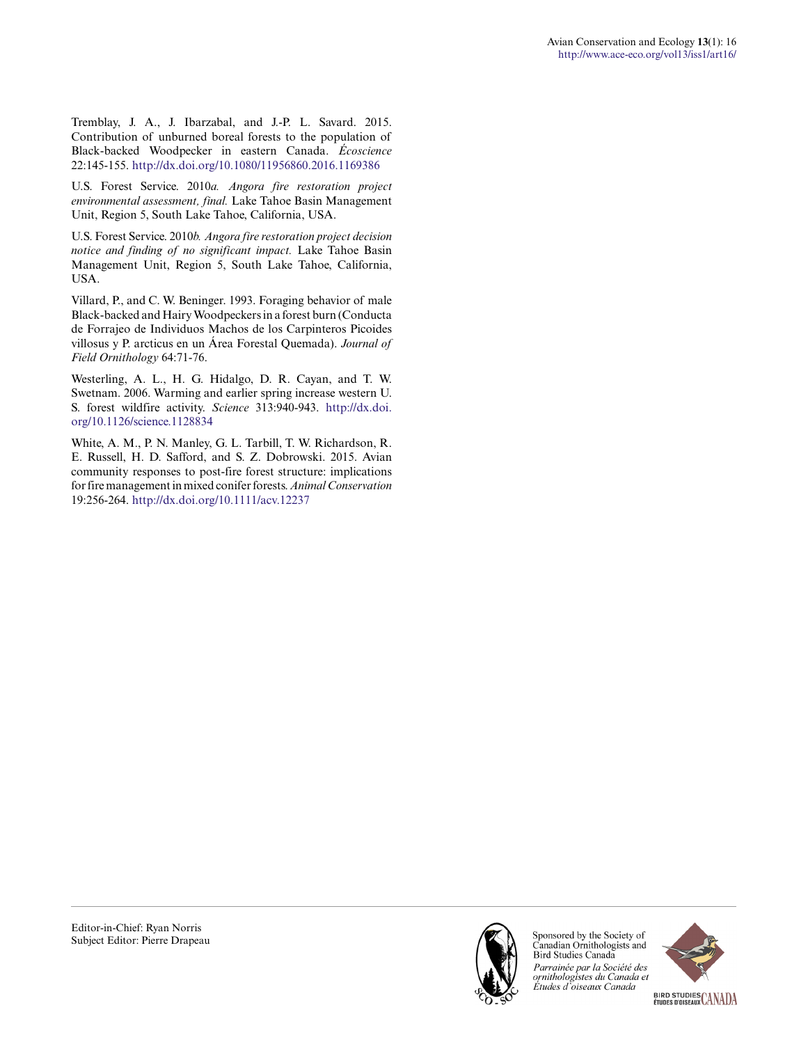Tremblay, J. A., J. Ibarzabal, and J.-P. L. Savard. 2015. Contribution of unburned boreal forests to the population of Black-backed Woodpecker in eastern Canada. *Écoscience* 22:145-155. http://dx.doi.org/10.1080/11956860.2016.1169386

U.S. Forest Service. 2010*a*. *Angora fire restoration project environmental assessment, final.* Lake Tahoe Basin Management Unit, Region 5, South Lake Tahoe, California, USA.

U.S. Forest Service. 2010*b*. *Angora fire restoration project decision notice and finding of no significant impact.* Lake Tahoe Basin Management Unit, Region 5, South Lake Tahoe, California, USA.

Villard, P., and C. W. Beninger. 1993. Foraging behavior of male Black-backed and Hairy Woodpeckers in a forest burn (Conducta de Forrajeo de Individuos Machos de los Carpinteros Picoides villosus y P. arcticus en un Área Forestal Quemada). *Journal of Field Ornithology* 64:71-76.

Westerling, A. L., H. G. Hidalgo, D. R. Cayan, and T. W. Swetnam. 2006. Warming and earlier spring increase western U. S. forest wildfire activity. *Science* 313:940-943. http://dx.doi.org/10.1126/science.1128834

White, A. M., P. N. Manley, G. L. Tarbill, T. W. Richardson, R. E. Russell, H. D. Safford, and S. Z. Dobrowski. 2015. Avian community responses to post-fire forest structure: implications for fire management in mixed conifer forests. *Animal Conservation* 19:256-264. http://dx.doi.org/10.1111/acv.12237

---

Editor-in-Chief: Ryan Norris
Subject Editor: Pierre Drapeau

Sponsored by the Society of Canadian Ornithologists and Bird Studies Canada
*Parrainée par la Société des ornithologistes du Canada et Études d'oiseaux Canada*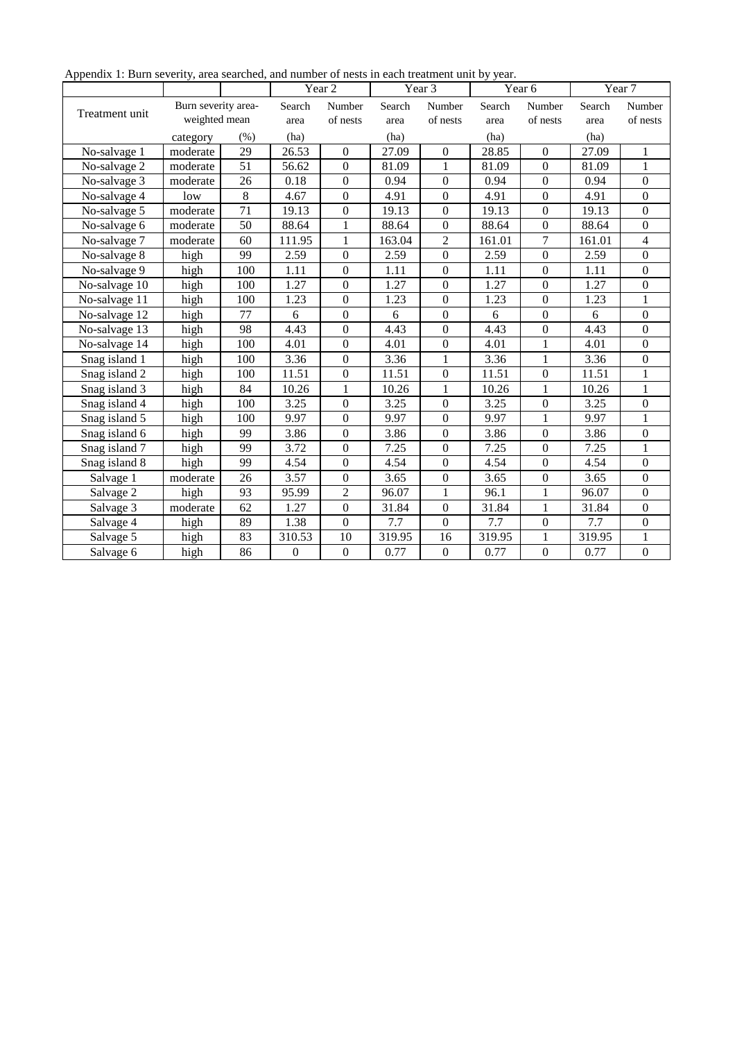Appendix 1: Burn severity, area searched, and number of nests in each treatment unit by year.

| Treatment unit | Burn severity area-weighted mean | | Year 2 | | Year 3 | | Year 6 | | Year 7 | |
|---|---|---|---|---|---|---|---|---|---|---|
| | category | (%) | Search area (ha) | Number of nests | Search area (ha) | Number of nests | Search area (ha) | Number of nests | Search area (ha) | Number of nests |
| No-salvage 1 | moderate | 29 | 26.53 | 0 | 27.09 | 0 | 28.85 | 0 | 27.09 | 1 |
| No-salvage 2 | moderate | 51 | 56.62 | 0 | 81.09 | 1 | 81.09 | 0 | 81.09 | 1 |
| No-salvage 3 | moderate | 26 | 0.18 | 0 | 0.94 | 0 | 0.94 | 0 | 0.94 | 0 |
| No-salvage 4 | low | 8 | 4.67 | 0 | 4.91 | 0 | 4.91 | 0 | 4.91 | 0 |
| No-salvage 5 | moderate | 71 | 19.13 | 0 | 19.13 | 0 | 19.13 | 0 | 19.13 | 0 |
| No-salvage 6 | moderate | 50 | 88.64 | 1 | 88.64 | 0 | 88.64 | 0 | 88.64 | 0 |
| No-salvage 7 | moderate | 60 | 111.95 | 1 | 163.04 | 2 | 161.01 | 7 | 161.01 | 4 |
| No-salvage 8 | high | 99 | 2.59 | 0 | 2.59 | 0 | 2.59 | 0 | 2.59 | 0 |
| No-salvage 9 | high | 100 | 1.11 | 0 | 1.11 | 0 | 1.11 | 0 | 1.11 | 0 |
| No-salvage 10 | high | 100 | 1.27 | 0 | 1.27 | 0 | 1.27 | 0 | 1.27 | 0 |
| No-salvage 11 | high | 100 | 1.23 | 0 | 1.23 | 0 | 1.23 | 0 | 1.23 | 1 |
| No-salvage 12 | high | 77 | 6 | 0 | 6 | 0 | 6 | 0 | 6 | 0 |
| No-salvage 13 | high | 98 | 4.43 | 0 | 4.43 | 0 | 4.43 | 0 | 4.43 | 0 |
| No-salvage 14 | high | 100 | 4.01 | 0 | 4.01 | 0 | 4.01 | 1 | 4.01 | 0 |
| Snag island 1 | high | 100 | 3.36 | 0 | 3.36 | 1 | 3.36 | 1 | 3.36 | 0 |
| Snag island 2 | high | 100 | 11.51 | 0 | 11.51 | 0 | 11.51 | 0 | 11.51 | 1 |
| Snag island 3 | high | 84 | 10.26 | 1 | 10.26 | 1 | 10.26 | 1 | 10.26 | 1 |
| Snag island 4 | high | 100 | 3.25 | 0 | 3.25 | 0 | 3.25 | 0 | 3.25 | 0 |
| Snag island 5 | high | 100 | 9.97 | 0 | 9.97 | 0 | 9.97 | 1 | 9.97 | 1 |
| Snag island 6 | high | 99 | 3.86 | 0 | 3.86 | 0 | 3.86 | 0 | 3.86 | 0 |
| Snag island 7 | high | 99 | 3.72 | 0 | 7.25 | 0 | 7.25 | 0 | 7.25 | 1 |
| Snag island 8 | high | 99 | 4.54 | 0 | 4.54 | 0 | 4.54 | 0 | 4.54 | 0 |
| Salvage 1 | moderate | 26 | 3.57 | 0 | 3.65 | 0 | 3.65 | 0 | 3.65 | 0 |
| Salvage 2 | high | 93 | 95.99 | 2 | 96.07 | 1 | 96.1 | 1 | 96.07 | 0 |
| Salvage 3 | moderate | 62 | 1.27 | 0 | 31.84 | 0 | 31.84 | 1 | 31.84 | 0 |
| Salvage 4 | high | 89 | 1.38 | 0 | 7.7 | 0 | 7.7 | 0 | 7.7 | 0 |
| Salvage 5 | high | 83 | 310.53 | 10 | 319.95 | 16 | 319.95 | 1 | 319.95 | 1 |
| Salvage 6 | high | 86 | 0 | 0 | 0.77 | 0 | 0.77 | 0 | 0.77 | 0 |